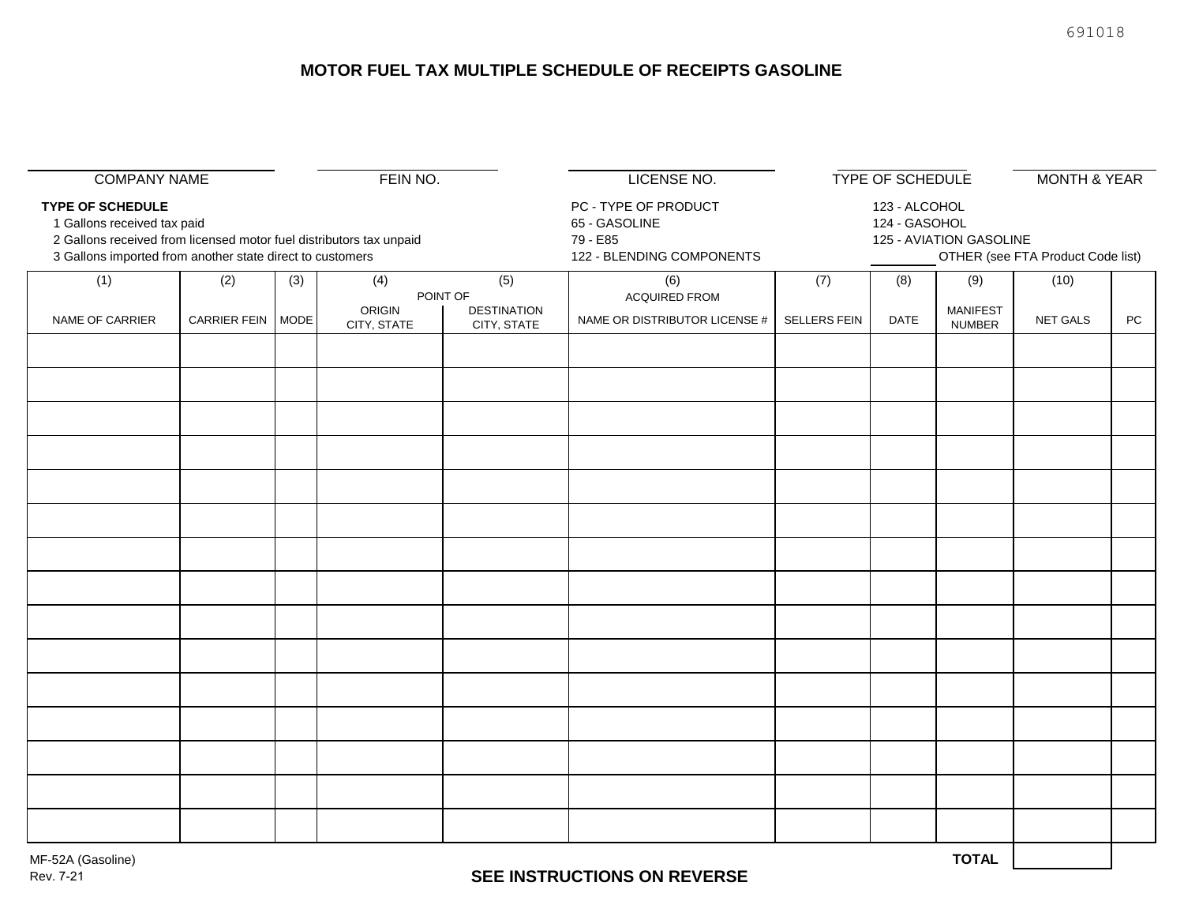691018

# MOTOR FUEL TAX MULTIPLE SCHEDULE OF RECEIPTS GASOLINE

| COMPANY NAME | FEIN NO. | LICENSE NO. | TYPE OF SCHEDULE | MONTH & YEAR |
|---|---|---|---|---|
| | | | | |

**TYPE OF SCHEDULE**

1 Gallons received tax paid
2 Gallons received from licensed motor fuel distributors tax unpaid
3 Gallons imported from another state direct to customers

PC - TYPE OF PRODUCT
65 - GASOLINE
79 - E85
122 - BLENDING COMPONENTS

123 - ALCOHOL
124 - GASOHOL
125 - AVIATION GASOLINE
\_\_\_\_\_\_\_\_ OTHER (see FTA Product Code list)

| (1) | (2) | (3) | (4) | (5) | (6) | (7) | (8) | (9) | (10) | |
|---|---|---|---|---|---|---|---|---|---|---|
| | | | POINT OF | | ACQUIRED FROM | | | | | |
| NAME OF CARRIER | CARRIER FEIN | MODE | ORIGIN CITY, STATE | DESTINATION CITY, STATE | NAME OR DISTRIBUTOR LICENSE # | SELLERS FEIN | DATE | MANIFEST NUMBER | NET GALS | PC |
| | | | | | | | | | | |
| | | | | | | | | | | |
| | | | | | | | | | | |
| | | | | | | | | | | |
| | | | | | | | | | | |
| | | | | | | | | | | |
| | | | | | | | | | | |
| | | | | | | | | | | |
| | | | | | | | | | | |
| | | | | | | | | | | |
| | | | | | | | | | | |
| | | | | | | | | | | |
| | | | | | | | | | | |
| | | | | | | | | | | |
| | | | | | | | | | | |
| | | | | | | | | **TOTAL** | | |

MF-52A (Gasoline)
Rev. 7-21

**SEE INSTRUCTIONS ON REVERSE**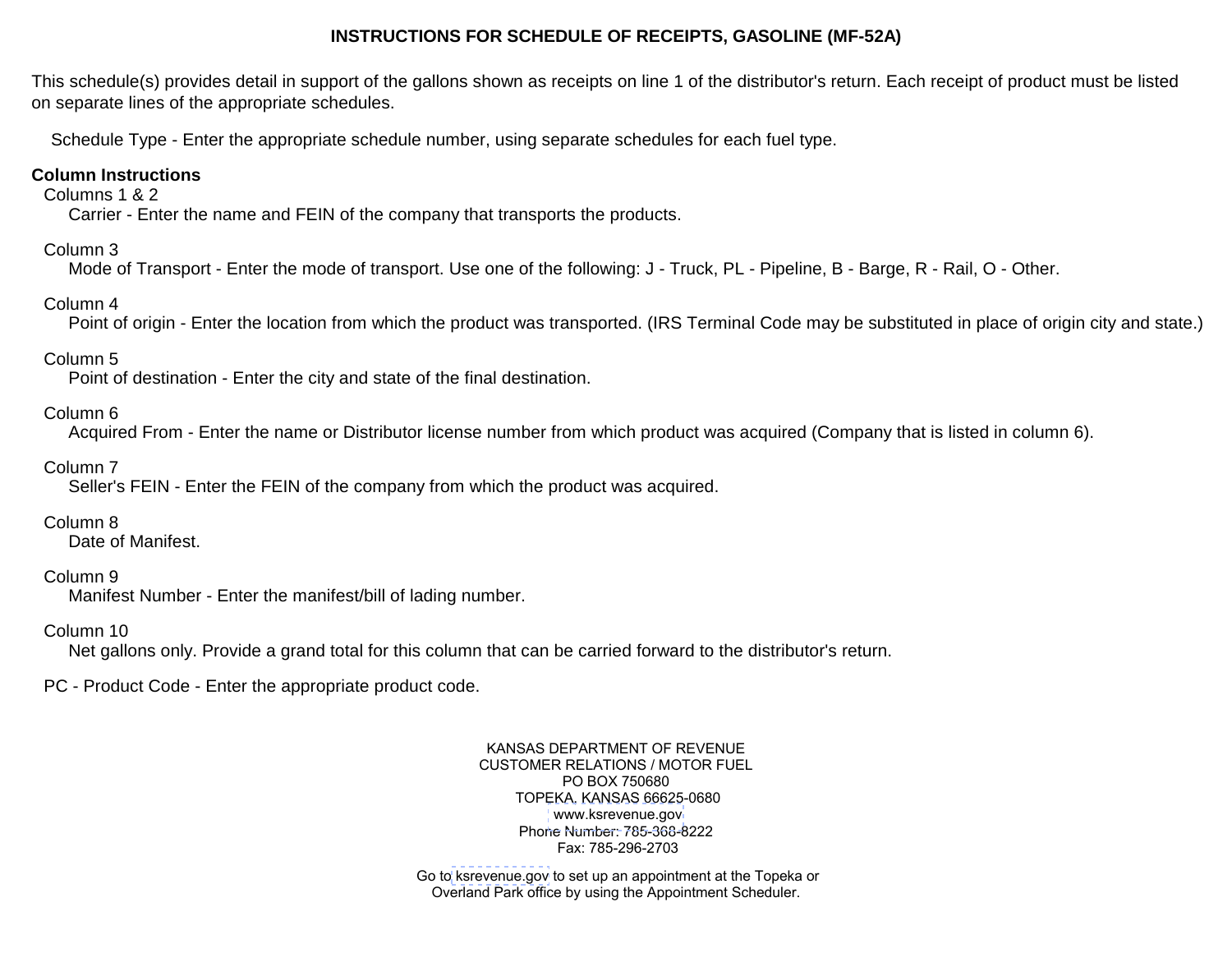# INSTRUCTIONS FOR SCHEDULE OF RECEIPTS, GASOLINE (MF-52A)

This schedule(s) provides detail in support of the gallons shown as receipts on line 1 of the distributor's return. Each receipt of product must be listed on separate lines of the appropriate schedules.

Schedule Type - Enter the appropriate schedule number, using separate schedules for each fuel type.

**Column Instructions**

Columns 1 & 2
Carrier - Enter the name and FEIN of the company that transports the products.

Column 3
Mode of Transport - Enter the mode of transport. Use one of the following: J - Truck, PL - Pipeline, B - Barge, R - Rail, O - Other.

Column 4
Point of origin - Enter the location from which the product was transported. (IRS Terminal Code may be substituted in place of origin city and state.)

Column 5
Point of destination - Enter the city and state of the final destination.

Column 6
Acquired From - Enter the name or Distributor license number from which product was acquired (Company that is listed in column 6).

Column 7
Seller's FEIN - Enter the FEIN of the company from which the product was acquired.

Column 8
Date of Manifest.

Column 9
Manifest Number - Enter the manifest/bill of lading number.

Column 10
Net gallons only. Provide a grand total for this column that can be carried forward to the distributor's return.

PC - Product Code - Enter the appropriate product code.

KANSAS DEPARTMENT OF REVENUE
CUSTOMER RELATIONS / MOTOR FUEL
PO BOX 750680
TOPEKA, KANSAS 66625-0680
www.ksrevenue.gov
Phone Number: 785-368-8222
Fax: 785-296-2703

Go to ksrevenue.gov to set up an appointment at the Topeka or Overland Park office by using the Appointment Scheduler.